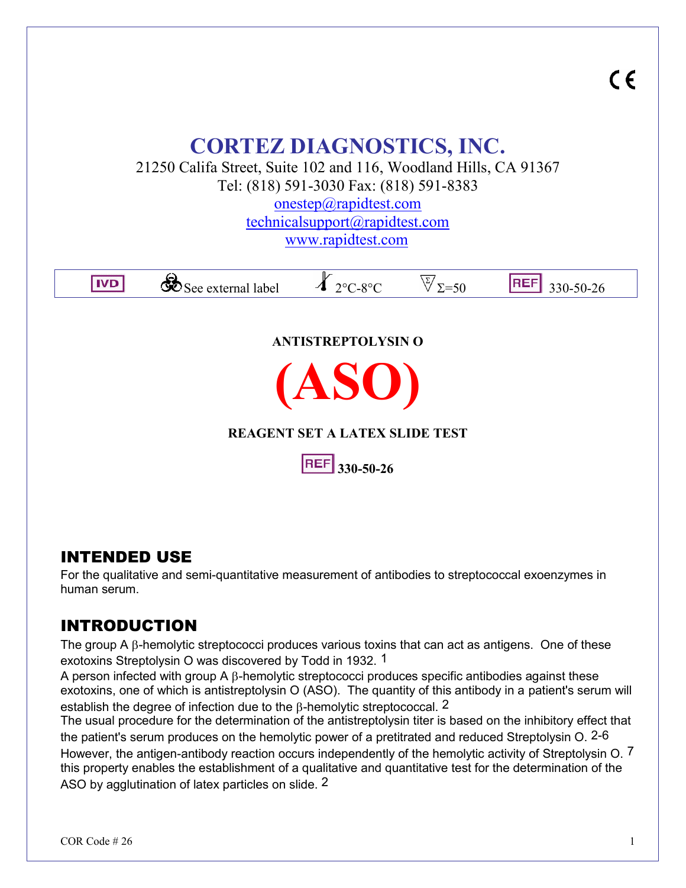CE

# CORTEZ DIAGNOSTICS, INC.

21250 Califa Street, Suite 102 and 116, Woodland Hills, CA 91367
Tel: (818) 591-3030 Fax: (818) 591-8383
onestep@rapidtest.com
technicalsupport@rapidtest.com
www.rapidtest.com

| IVD | See external label | 2°C-8°C | Σ=50 | REF 330-50-26 |
|---|---|---|---|---|

**ANTISTREPTOLYSIN O**

# (ASO)

**REAGENT SET A LATEX SLIDE TEST**

**REF 330-50-26**

## INTENDED USE

For the qualitative and semi-quantitative measurement of antibodies to streptococcal exoenzymes in human serum.

## INTRODUCTION

The group A β-hemolytic streptococci produces various toxins that can act as antigens. One of these exotoxins Streptolysin O was discovered by Todd in 1932. [1]
A person infected with group A β-hemolytic streptococci produces specific antibodies against these exotoxins, one of which is antistreptolysin O (ASO). The quantity of this antibody in a patient's serum will establish the degree of infection due to the β-hemolytic streptococcal. [2]
The usual procedure for the determination of the antistreptolysin titer is based on the inhibitory effect that the patient's serum produces on the hemolytic power of a pretitrated and reduced Streptolysin O. [2-6]
However, the antigen-antibody reaction occurs independently of the hemolytic activity of Streptolysin O. [7] this property enables the establishment of a qualitative and quantitative test for the determination of the ASO by agglutination of latex particles on slide. [2]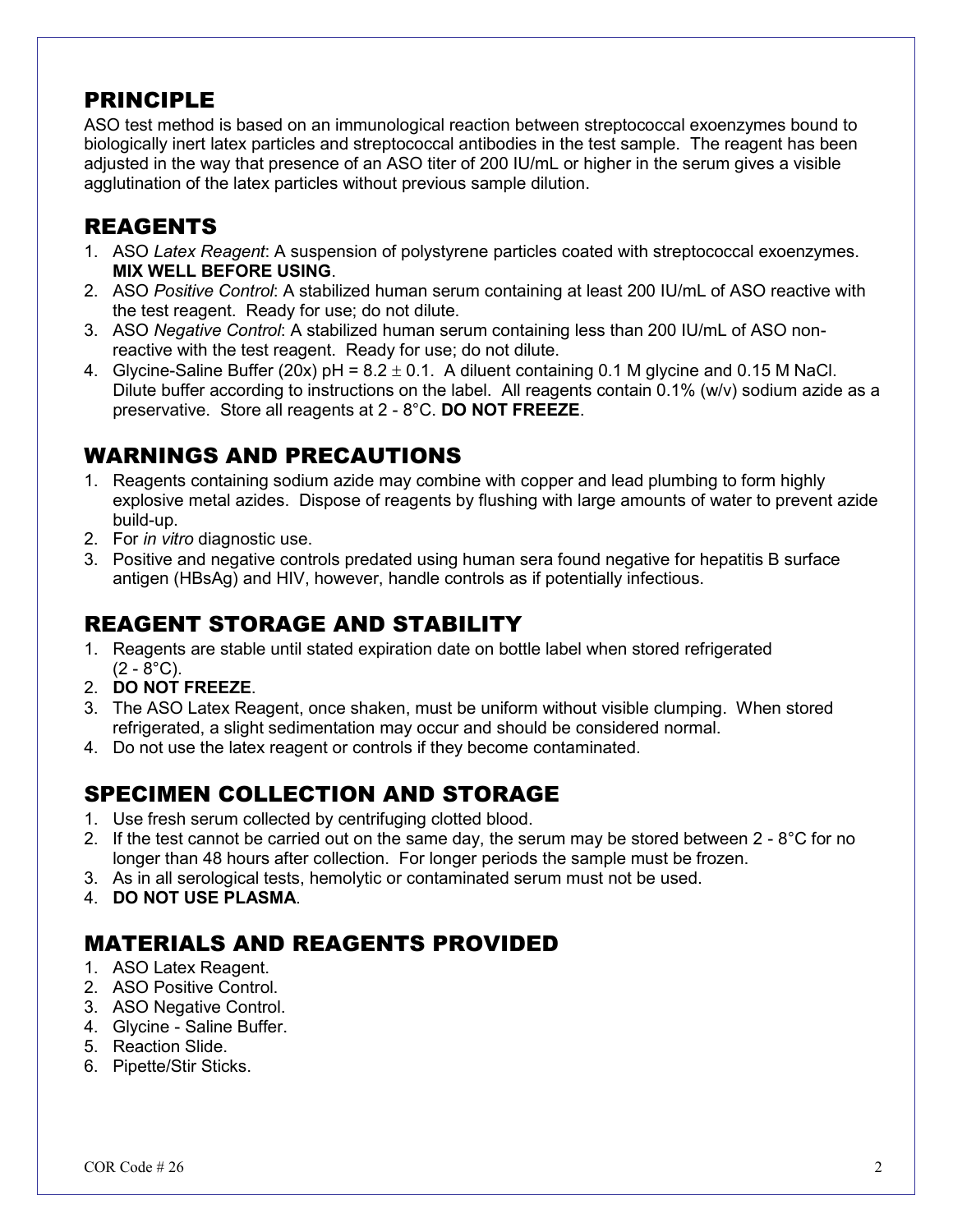## PRINCIPLE

ASO test method is based on an immunological reaction between streptococcal exoenzymes bound to biologically inert latex particles and streptococcal antibodies in the test sample. The reagent has been adjusted in the way that presence of an ASO titer of 200 IU/mL or higher in the serum gives a visible agglutination of the latex particles without previous sample dilution.

## REAGENTS

1. ASO *Latex Reagent*: A suspension of polystyrene particles coated with streptococcal exoenzymes. **MIX WELL BEFORE USING**.
2. ASO *Positive Control*: A stabilized human serum containing at least 200 IU/mL of ASO reactive with the test reagent. Ready for use; do not dilute.
3. ASO *Negative Control*: A stabilized human serum containing less than 200 IU/mL of ASO non-reactive with the test reagent. Ready for use; do not dilute.
4. Glycine-Saline Buffer (20x) pH = 8.2 $\pm$ 0.1. A diluent containing 0.1 M glycine and 0.15 M NaCl. Dilute buffer according to instructions on the label. All reagents contain 0.1% (w/v) sodium azide as a preservative. Store all reagents at 2 - 8°C. **DO NOT FREEZE**.

## WARNINGS AND PRECAUTIONS

1. Reagents containing sodium azide may combine with copper and lead plumbing to form highly explosive metal azides. Dispose of reagents by flushing with large amounts of water to prevent azide build-up.
2. For *in vitro* diagnostic use.
3. Positive and negative controls predated using human sera found negative for hepatitis B surface antigen (HBsAg) and HIV, however, handle controls as if potentially infectious.

## REAGENT STORAGE AND STABILITY

1. Reagents are stable until stated expiration date on bottle label when stored refrigerated (2 - 8°C).
2. **DO NOT FREEZE**.
3. The ASO Latex Reagent, once shaken, must be uniform without visible clumping. When stored refrigerated, a slight sedimentation may occur and should be considered normal.
4. Do not use the latex reagent or controls if they become contaminated.

## SPECIMEN COLLECTION AND STORAGE

1. Use fresh serum collected by centrifuging clotted blood.
2. If the test cannot be carried out on the same day, the serum may be stored between 2 - 8°C for no longer than 48 hours after collection. For longer periods the sample must be frozen.
3. As in all serological tests, hemolytic or contaminated serum must not be used.
4. **DO NOT USE PLASMA**.

## MATERIALS AND REAGENTS PROVIDED

1. ASO Latex Reagent.
2. ASO Positive Control.
3. ASO Negative Control.
4. Glycine - Saline Buffer.
5. Reaction Slide.
6. Pipette/Stir Sticks.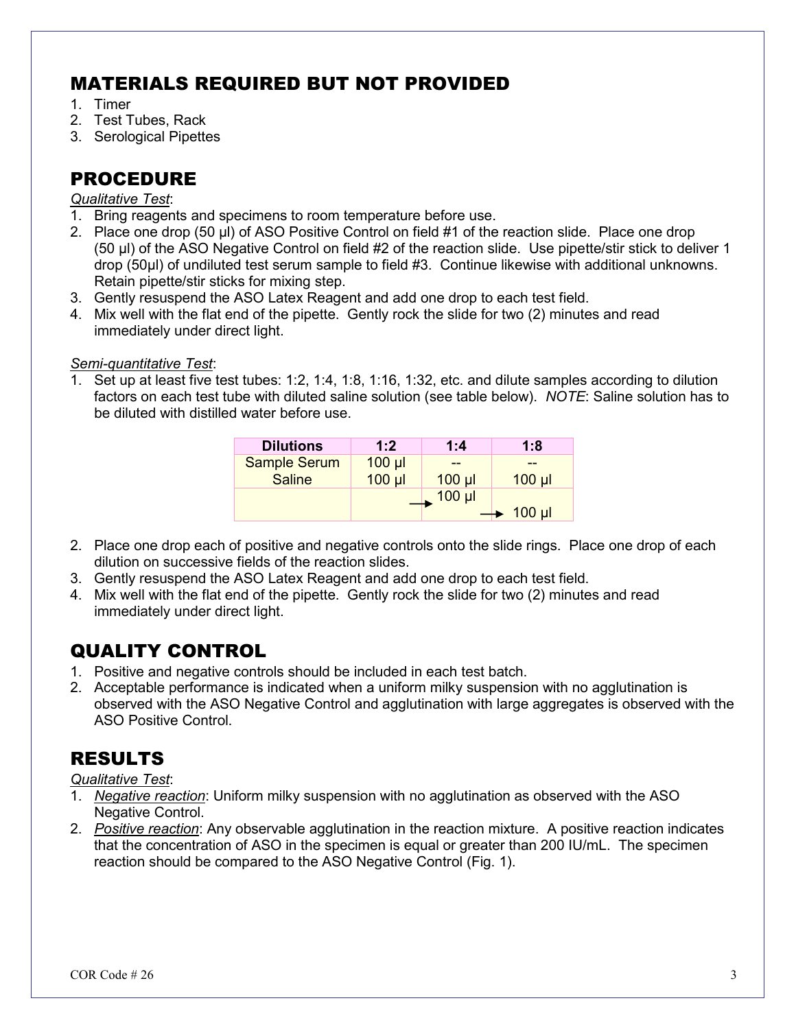## MATERIALS REQUIRED BUT NOT PROVIDED

1. Timer
2. Test Tubes, Rack
3. Serological Pipettes

## PROCEDURE

*Qualitative Test*:

1. Bring reagents and specimens to room temperature before use.
2. Place one drop (50 µl) of ASO Positive Control on field #1 of the reaction slide. Place one drop (50 µl) of the ASO Negative Control on field #2 of the reaction slide. Use pipette/stir stick to deliver 1 drop (50µl) of undiluted test serum sample to field #3. Continue likewise with additional unknowns. Retain pipette/stir sticks for mixing step.
3. Gently resuspend the ASO Latex Reagent and add one drop to each test field.
4. Mix well with the flat end of the pipette. Gently rock the slide for two (2) minutes and read immediately under direct light.

*Semi-quantitative Test*:

1. Set up at least five test tubes: 1:2, 1:4, 1:8, 1:16, 1:32, etc. and dilute samples according to dilution factors on each test tube with diluted saline solution (see table below). *NOTE*: Saline solution has to be diluted with distilled water before use.

| Dilutions | 1:2 | 1:4 | 1:8 |
|---|---|---|---|
| Sample Serum | 100 µl | -- | -- |
| Saline | 100 µl | 100 µl | 100 µl |
| | | → 100 µl | → 100 µl |

2. Place one drop each of positive and negative controls onto the slide rings. Place one drop of each dilution on successive fields of the reaction slides.
3. Gently resuspend the ASO Latex Reagent and add one drop to each test field.
4. Mix well with the flat end of the pipette. Gently rock the slide for two (2) minutes and read immediately under direct light.

## QUALITY CONTROL

1. Positive and negative controls should be included in each test batch.
2. Acceptable performance is indicated when a uniform milky suspension with no agglutination is observed with the ASO Negative Control and agglutination with large aggregates is observed with the ASO Positive Control.

## RESULTS

*Qualitative Test*:

1. *Negative reaction*: Uniform milky suspension with no agglutination as observed with the ASO Negative Control.
2. *Positive reaction*: Any observable agglutination in the reaction mixture. A positive reaction indicates that the concentration of ASO in the specimen is equal or greater than 200 IU/mL. The specimen reaction should be compared to the ASO Negative Control (Fig. 1).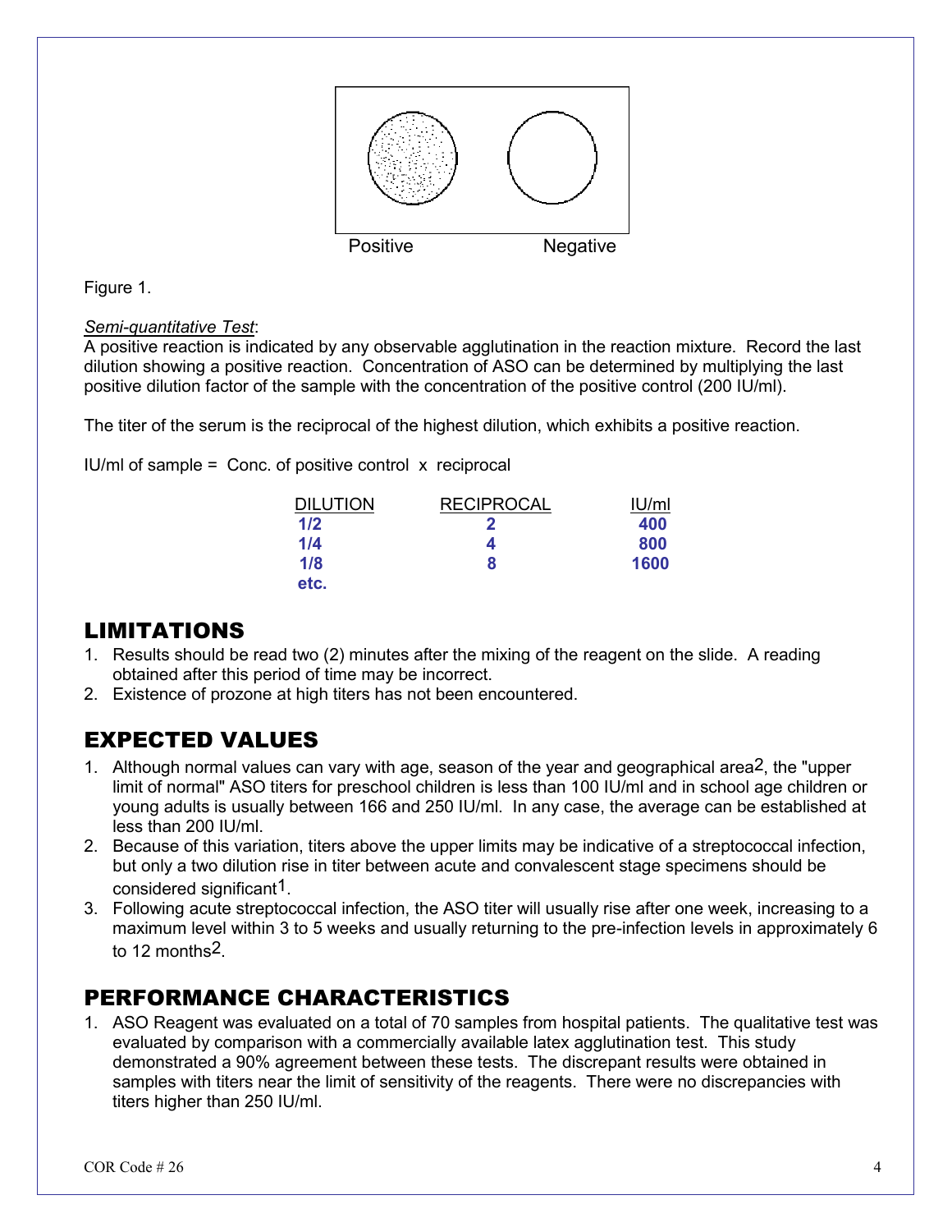Positive Negative

Figure 1.

*Semi-quantitative Test*:
A positive reaction is indicated by any observable agglutination in the reaction mixture. Record the last dilution showing a positive reaction. Concentration of ASO can be determined by multiplying the last positive dilution factor of the sample with the concentration of the positive control (200 IU/ml).

The titer of the serum is the reciprocal of the highest dilution, which exhibits a positive reaction.

IU/ml of sample = Conc. of positive control x reciprocal

| DILUTION | RECIPROCAL | IU/ml |
|---|---|---|
| **1/2** | **2** | **400** |
| **1/4** | **4** | **800** |
| **1/8** | **8** | **1600** |
| **etc.** | | |

## LIMITATIONS

1. Results should be read two (2) minutes after the mixing of the reagent on the slide. A reading obtained after this period of time may be incorrect.
2. Existence of prozone at high titers has not been encountered.

## EXPECTED VALUES

1. Although normal values can vary with age, season of the year and geographical area[2], the "upper limit of normal" ASO titers for preschool children is less than 100 IU/ml and in school age children or young adults is usually between 166 and 250 IU/ml. In any case, the average can be established at less than 200 IU/ml.
2. Because of this variation, titers above the upper limits may be indicative of a streptococcal infection, but only a two dilution rise in titer between acute and convalescent stage specimens should be considered significant[1].
3. Following acute streptococcal infection, the ASO titer will usually rise after one week, increasing to a maximum level within 3 to 5 weeks and usually returning to the pre-infection levels in approximately 6 to 12 months[2].

## PERFORMANCE CHARACTERISTICS

1. ASO Reagent was evaluated on a total of 70 samples from hospital patients. The qualitative test was evaluated by comparison with a commercially available latex agglutination test. This study demonstrated a 90% agreement between these tests. The discrepant results were obtained in samples with titers near the limit of sensitivity of the reagents. There were no discrepancies with titers higher than 250 IU/ml.

COR Code # 26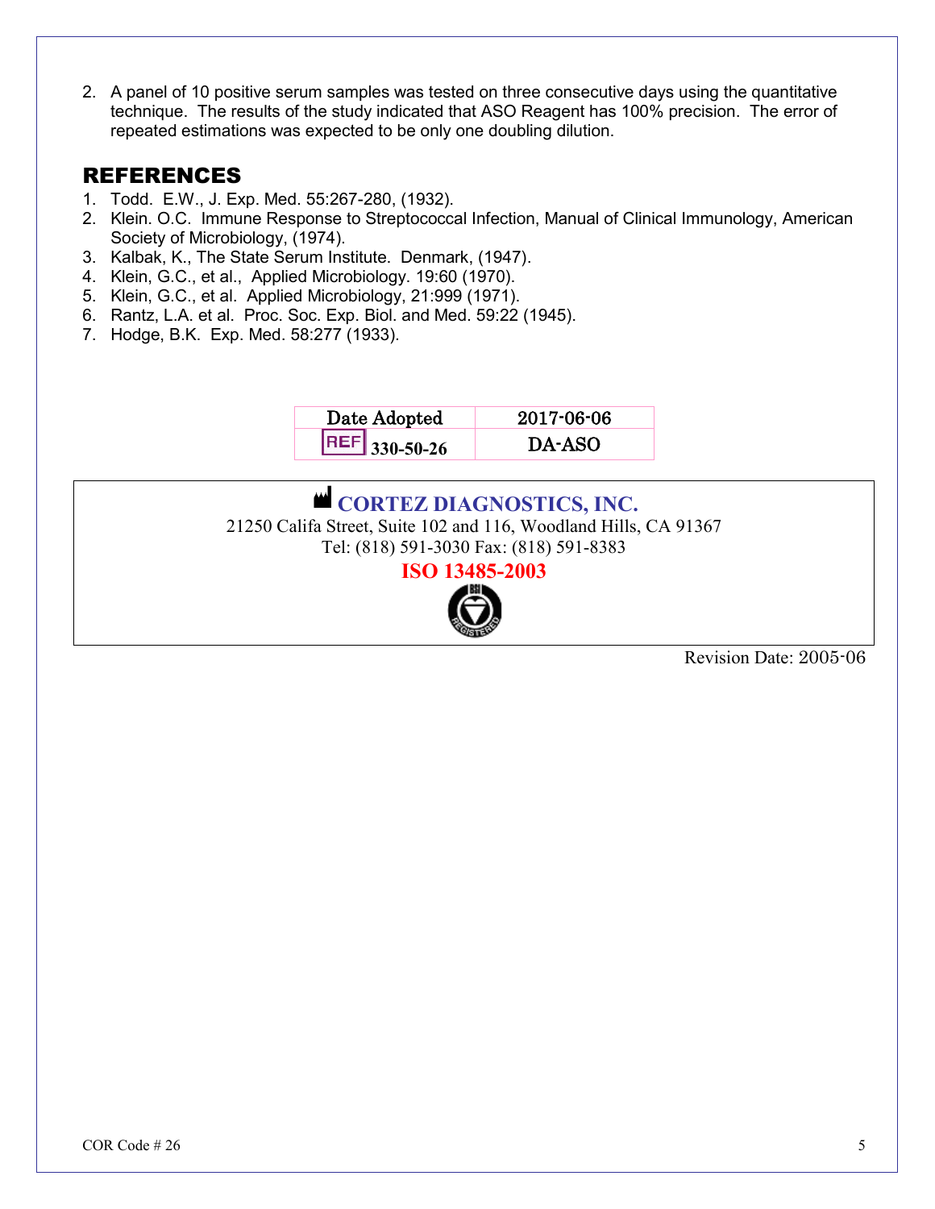2. A panel of 10 positive serum samples was tested on three consecutive days using the quantitative technique. The results of the study indicated that ASO Reagent has 100% precision. The error of repeated estimations was expected to be only one doubling dilution.

## REFERENCES

1. Todd. E.W., J. Exp. Med. 55:267-280, (1932).
2. Klein. O.C. Immune Response to Streptococcal Infection, Manual of Clinical Immunology, American Society of Microbiology, (1974).
3. Kalbak, K., The State Serum Institute. Denmark, (1947).
4. Klein, G.C., et al., Applied Microbiology. 19:60 (1970).
5. Klein, G.C., et al. Applied Microbiology, 21:999 (1971).
6. Rantz, L.A. et al. Proc. Soc. Exp. Biol. and Med. 59:22 (1945).
7. Hodge, B.K. Exp. Med. 58:277 (1933).

| Date Adopted | 2017-06-06 |
|---|---|
| REF 330-50-26 | DA-ASO |

**CORTEZ DIAGNOSTICS, INC.**
21250 Califa Street, Suite 102 and 116, Woodland Hills, CA 91367
Tel: (818) 591-3030 Fax: (818) 591-8383
**ISO 13485-2003**

Revision Date: 2005-06

COR Code # 26